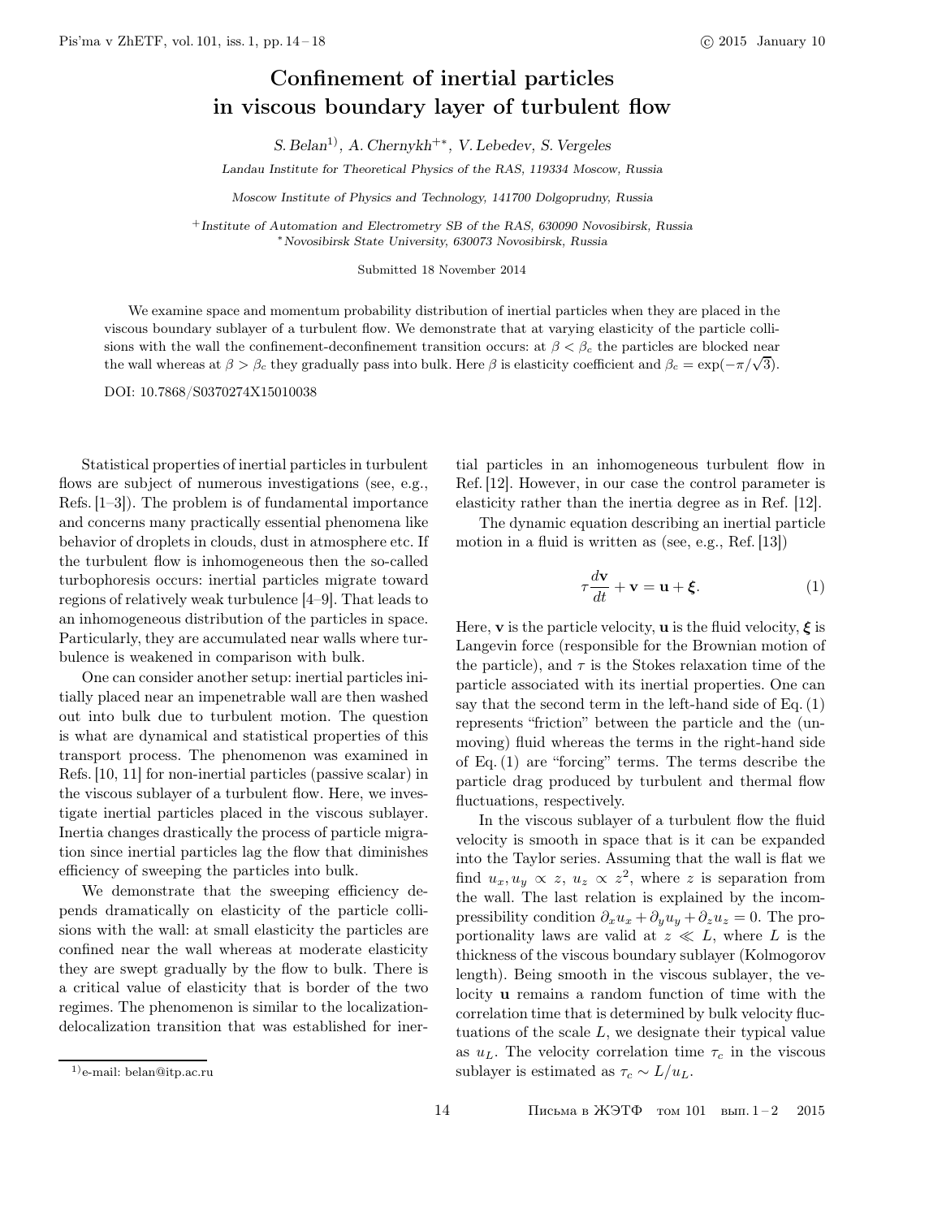# Confinement of inertial particles in viscous boundary layer of turbulent flow

*S. Belan*[1)], *A. Chernykh*[+*], *V. Lebedev, S. Vergeles*

*Landau Institute for Theoretical Physics of the RAS, 119334 Moscow, Russia*

*Moscow Institute of Physics and Technology, 141700 Dolgoprudny, Russia*

[+]*Institute of Automation and Electrometry SB of the RAS, 630090 Novosibirsk, Russia*

[*]*Novosibirsk State University, 630073 Novosibirsk, Russia*

Submitted 18 November 2014

We examine space and momentum probability distribution of inertial particles when they are placed in the viscous boundary sublayer of a turbulent flow. We demonstrate that at varying elasticity of the particle collisions with the wall the confinement-deconfinement transition occurs: at $\beta < \beta_c$ the particles are blocked near the wall whereas at $\beta > \beta_c$ they gradually pass into bulk. Here $\beta$ is elasticity coefficient and $\beta_c = \exp(-\pi/\sqrt{3})$.

DOI: 10.7868/S0370274X15010038

Statistical properties of inertial particles in turbulent flows are subject of numerous investigations (see, e.g., Refs. [1–3]). The problem is of fundamental importance and concerns many practically essential phenomena like behavior of droplets in clouds, dust in atmosphere etc. If the turbulent flow is inhomogeneous then the so-called turbophoresis occurs: inertial particles migrate toward regions of relatively weak turbulence [4–9]. That leads to an inhomogeneous distribution of the particles in space. Particularly, they are accumulated near walls where turbulence is weakened in comparison with bulk.

One can consider another setup: inertial particles initially placed near an impenetrable wall are then washed out into bulk due to turbulent motion. The question is what are dynamical and statistical properties of this transport process. The phenomenon was examined in Refs. [10, 11] for non-inertial particles (passive scalar) in the viscous sublayer of a turbulent flow. Here, we investigate inertial particles placed in the viscous sublayer. Inertia changes drastically the process of particle migration since inertial particles lag the flow that diminishes efficiency of sweeping the particles into bulk.

We demonstrate that the sweeping efficiency depends dramatically on elasticity of the particle collisions with the wall: at small elasticity the particles are confined near the wall whereas at moderate elasticity they are swept gradually by the flow to bulk. There is a critical value of elasticity that is border of the two regimes. The phenomenon is similar to the localization-delocalization transition that was established for inertial particles in an inhomogeneous turbulent flow in Ref. [12]. However, in our case the control parameter is elasticity rather than the inertia degree as in Ref. [12].

The dynamic equation describing an inertial particle motion in a fluid is written as (see, e.g., Ref. [13])

$$\tau \frac{d\mathbf{v}}{dt} + \mathbf{v} = \mathbf{u} + \boldsymbol{\xi}. \qquad (1)$$

Here, $\mathbf{v}$ is the particle velocity, $\mathbf{u}$ is the fluid velocity, $\boldsymbol{\xi}$ is Langevin force (responsible for the Brownian motion of the particle), and $\tau$ is the Stokes relaxation time of the particle associated with its inertial properties. One can say that the second term in the left-hand side of Eq. (1) represents "friction" between the particle and the (unmoving) fluid whereas the terms in the right-hand side of Eq. (1) are "forcing" terms. The terms describe the particle drag produced by turbulent and thermal flow fluctuations, respectively.

In the viscous sublayer of a turbulent flow the fluid velocity is smooth in space that is it can be expanded into the Taylor series. Assuming that the wall is flat we find $u_x, u_y \propto z$, $u_z \propto z^2$, where $z$ is separation from the wall. The last relation is explained by the incompressibility condition $\partial_x u_x + \partial_y u_y + \partial_z u_z = 0$. The proportionality laws are valid at $z \ll L$, where $L$ is the thickness of the viscous boundary sublayer (Kolmogorov length). Being smooth in the viscous sublayer, the velocity $\mathbf{u}$ remains a random function of time with the correlation time that is determined by bulk velocity fluctuations of the scale $L$, we designate their typical value as $u_L$. The velocity correlation time $\tau_c$ in the viscous sublayer is estimated as $\tau_c \sim L/u_L$.

[1)] e-mail: belan@itp.ac.ru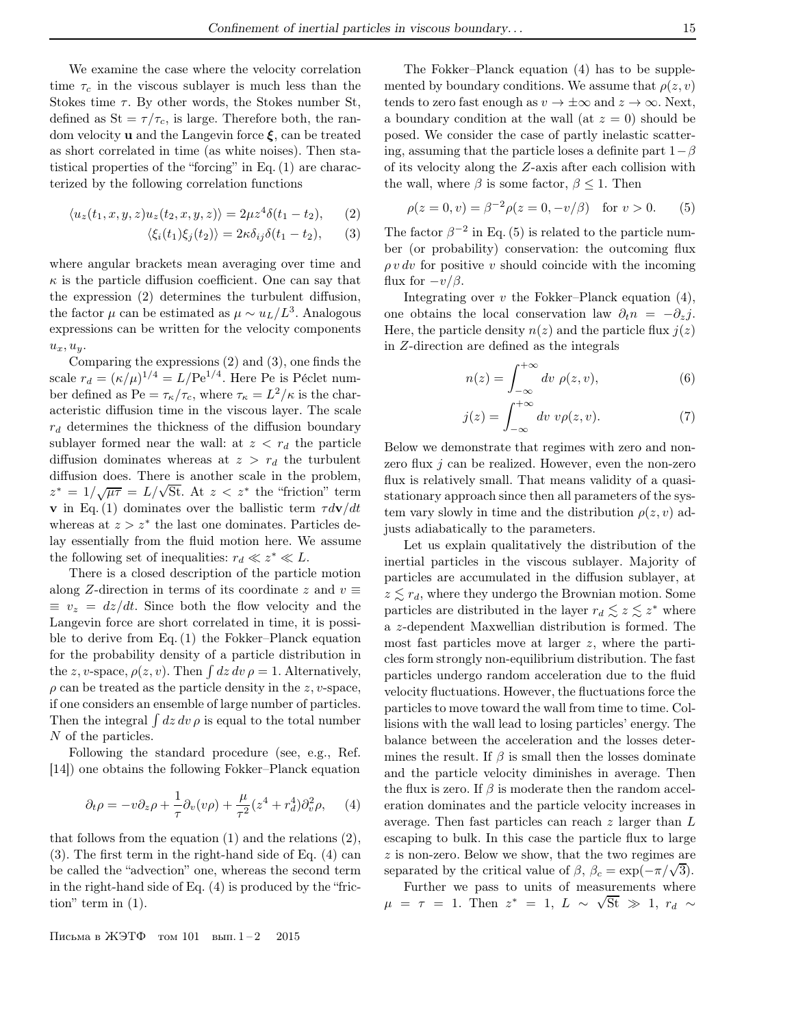We examine the case where the velocity correlation time $\tau_c$ in the viscous sublayer is much less than the Stokes time $\tau$. By other words, the Stokes number St, defined as $\mathrm{St} = \tau/\tau_c$, is large. Therefore both, the random velocity $\mathbf{u}$ and the Langevin force $\boldsymbol{\xi}$, can be treated as short correlated in time (as white noises). Then statistical properties of the "forcing" in Eq. (1) are characterized by the following correlation functions

$$\langle u_z(t_1, x, y, z) u_z(t_2, x, y, z)\rangle = 2\mu z^4 \delta(t_1 - t_2), \qquad (2)$$

$$\langle \xi_i(t_1)\xi_j(t_2)\rangle = 2\kappa\delta_{ij}\delta(t_1 - t_2), \qquad (3)$$

where angular brackets mean averaging over time and $\kappa$ is the particle diffusion coefficient. One can say that the expression (2) determines the turbulent diffusion, the factor $\mu$ can be estimated as $\mu \sim u_L/L^3$. Analogous expressions can be written for the velocity components $u_x, u_y$.

Comparing the expressions (2) and (3), one finds the scale $r_d = (\kappa/\mu)^{1/4} = L/\mathrm{Pe}^{1/4}$. Here Pe is Péclet number defined as $\mathrm{Pe} = \tau_\kappa/\tau_c$, where $\tau_\kappa = L^2/\kappa$ is the characteristic diffusion time in the viscous layer. The scale $r_d$ determines the thickness of the diffusion boundary sublayer formed near the wall: at $z < r_d$ the particle diffusion dominates whereas at $z > r_d$ the turbulent diffusion does. There is another scale in the problem, $z^* = 1/\sqrt{\mu\tau} = L/\sqrt{\mathrm{St}}$. At $z < z^*$ the "friction" term $\mathbf{v}$ in Eq. (1) dominates over the ballistic term $\tau d\mathbf{v}/dt$ whereas at $z > z^*$ the last one dominates. Particles delay essentially from the fluid motion here. We assume the following set of inequalities: $r_d \ll z^* \ll L$.

There is a closed description of the particle motion along $Z$-direction in terms of its coordinate $z$ and $v \equiv v_z = dz/dt$. Since both the flow velocity and the Langevin force are short correlated in time, it is possible to derive from Eq. (1) the Fokker–Planck equation for the probability density of a particle distribution in the $z, v$-space, $\rho(z, v)$. Then $\int dz\, dv\, \rho = 1$. Alternatively, $\rho$ can be treated as the particle density in the $z, v$-space, if one considers an ensemble of large number of particles. Then the integral $\int dz\, dv\, \rho$ is equal to the total number $N$ of the particles.

Following the standard procedure (see, e.g., Ref. [14]) one obtains the following Fokker–Planck equation

$$\partial_t \rho = -v\partial_z\rho + \frac{1}{\tau}\partial_v(v\rho) + \frac{\mu}{\tau^2}(z^4 + r_d^4)\partial_v^2\rho, \qquad (4)$$

that follows from the equation (1) and the relations (2), (3). The first term in the right-hand side of Eq. (4) can be called the "advection" one, whereas the second term in the right-hand side of Eq. (4) is produced by the "friction" term in (1).

The Fokker–Planck equation (4) has to be supplemented by boundary conditions. We assume that $\rho(z, v)$ tends to zero fast enough as $v \to \pm\infty$ and $z \to \infty$. Next, a boundary condition at the wall (at $z = 0$) should be posed. We consider the case of partly inelastic scattering, assuming that the particle loses a definite part $1-\beta$ of its velocity along the $Z$-axis after each collision with the wall, where $\beta$ is some factor, $\beta \leq 1$. Then

$$\rho(z = 0, v) = \beta^{-2}\rho(z = 0, -v/\beta) \quad \text{for } v > 0. \qquad (5)$$

The factor $\beta^{-2}$ in Eq. (5) is related to the particle number (or probability) conservation: the outcoming flux $\rho\, v\, dv$ for positive $v$ should coincide with the incoming flux for $-v/\beta$.

Integrating over $v$ the Fokker–Planck equation (4), one obtains the local conservation law $\partial_t n = -\partial_z j$. Here, the particle density $n(z)$ and the particle flux $j(z)$ in $Z$-direction are defined as the integrals

$$n(z) = \int_{-\infty}^{+\infty} dv\ \rho(z, v), \qquad (6)$$

$$j(z) = \int_{-\infty}^{+\infty} dv\ v\rho(z, v). \qquad (7)$$

Below we demonstrate that regimes with zero and non-zero flux $j$ can be realized. However, even the non-zero flux is relatively small. That means validity of a quasi-stationary approach since then all parameters of the system vary slowly in time and the distribution $\rho(z, v)$ adjusts adiabatically to the parameters.

Let us explain qualitatively the distribution of the inertial particles in the viscous sublayer. Majority of particles are accumulated in the diffusion sublayer, at $z \lesssim r_d$, where they undergo the Brownian motion. Some particles are distributed in the layer $r_d \lesssim z \lesssim z^*$ where a $z$-dependent Maxwellian distribution is formed. The most fast particles move at larger $z$, where the particles form strongly non-equilibrium distribution. The fast particles undergo random acceleration due to the fluid velocity fluctuations. However, the fluctuations force the particles to move toward the wall from time to time. Collisions with the wall lead to losing particles' energy. The balance between the acceleration and the losses determines the result. If $\beta$ is small then the losses dominate and the particle velocity diminishes in average. Then the flux is zero. If $\beta$ is moderate then the random acceleration dominates and the particle velocity increases in average. Then fast particles can reach $z$ larger than $L$ escaping to bulk. In this case the particle flux to large $z$ is non-zero. Below we show, that the two regimes are separated by the critical value of $\beta$, $\beta_c = \exp(-\pi/\sqrt{3})$.

Further we pass to units of measurements where $\mu = \tau = 1$. Then $z^* = 1$, $L \sim \sqrt{\mathrm{St}} \gg 1$, $r_d \sim$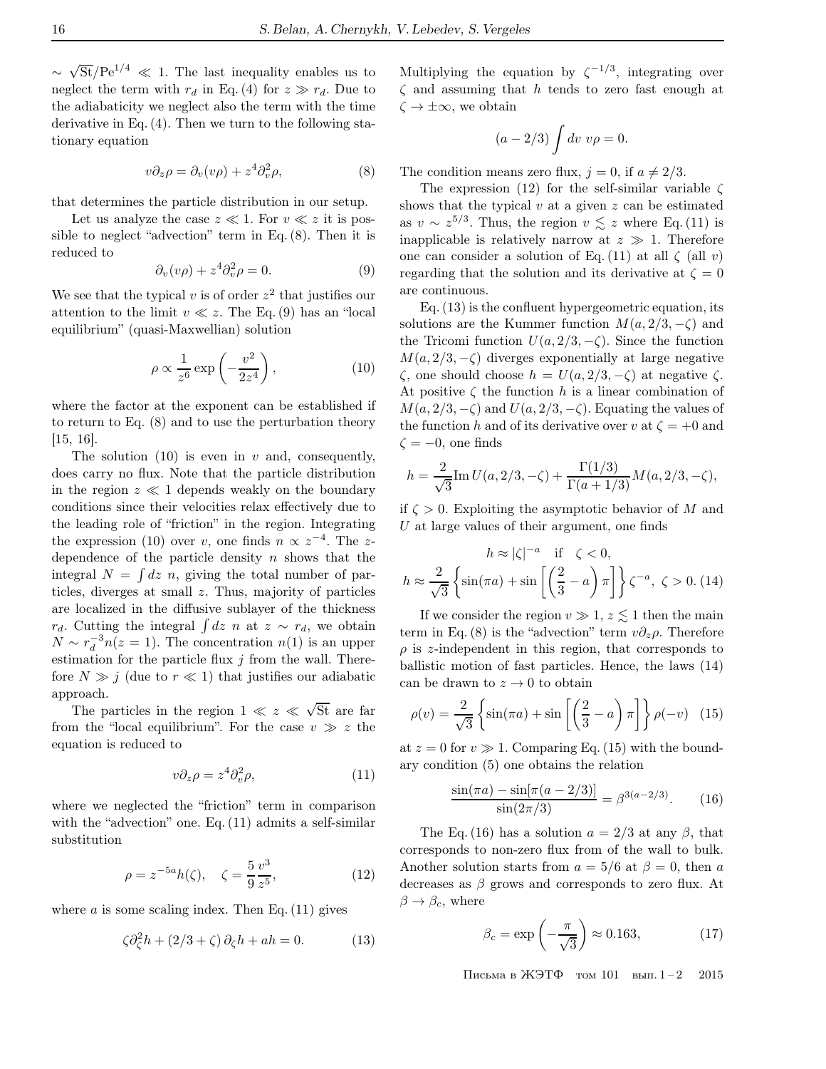$\sim \sqrt{\mathrm{St}}/\mathrm{Pe}^{1/4} \ll 1$. The last inequality enables us to neglect the term with $r_d$ in Eq. (4) for $z \gg r_d$. Due to the adiabaticity we neglect also the term with the time derivative in Eq. (4). Then we turn to the following stationary equation

$$v\partial_z \rho = \partial_v(v\rho) + z^4 \partial_v^2 \rho, \tag{8}$$

that determines the particle distribution in our setup.

Let us analyze the case $z \ll 1$. For $v \ll z$ it is possible to neglect "advection" term in Eq. (8). Then it is reduced to

$$\partial_v(v\rho) + z^4 \partial_v^2 \rho = 0. \tag{9}$$

We see that the typical $v$ is of order $z^2$ that justifies our attention to the limit $v \ll z$. The Eq. (9) has an "local equilibrium" (quasi-Maxwellian) solution

$$\rho \propto \frac{1}{z^6} \exp\left(-\frac{v^2}{2z^4}\right), \tag{10}$$

where the factor at the exponent can be established if to return to Eq. (8) and to use the perturbation theory [15, 16].

The solution (10) is even in $v$ and, consequently, does carry no flux. Note that the particle distribution in the region $z \ll 1$ depends weakly on the boundary conditions since their velocities relax effectively due to the leading role of "friction" in the region. Integrating the expression (10) over $v$, one finds $n \propto z^{-4}$. The $z$-dependence of the particle density $n$ shows that the integral $N = \int dz\ n$, giving the total number of particles, diverges at small $z$. Thus, majority of particles are localized in the diffusive sublayer of the thickness $r_d$. Cutting the integral $\int dz\ n$ at $z \sim r_d$, we obtain $N \sim r_d^{-3} n(z=1)$. The concentration $n(1)$ is an upper estimation for the particle flux $j$ from the wall. Therefore $N \gg j$ (due to $r \ll 1$) that justifies our adiabatic approach.

The particles in the region $1 \ll z \ll \sqrt{\mathrm{St}}$ are far from the "local equilibrium". For the case $v \gg z$ the equation is reduced to

$$v\partial_z \rho = z^4 \partial_v^2 \rho, \tag{11}$$

where we neglected the "friction" term in comparison with the "advection" one. Eq. (11) admits a self-similar substitution

$$\rho = z^{-5a} h(\zeta), \quad \zeta = \frac{5}{9}\frac{v^3}{z^5}, \tag{12}$$

where $a$ is some scaling index. Then Eq. (11) gives

$$\zeta \partial_\zeta^2 h + (2/3 + \zeta)\, \partial_\zeta h + a h = 0. \tag{13}$$

Multiplying the equation by $\zeta^{-1/3}$, integrating over $\zeta$ and assuming that $h$ tends to zero fast enough at $\zeta \to \pm\infty$, we obtain

$$(a - 2/3) \int dv\ v\rho = 0.$$

The condition means zero flux, $j = 0$, if $a \neq 2/3$.

The expression (12) for the self-similar variable $\zeta$ shows that the typical $v$ at a given $z$ can be estimated as $v \sim z^{5/3}$. Thus, the region $v \lesssim z$ where Eq. (11) is inapplicable is relatively narrow at $z \gg 1$. Therefore one can consider a solution of Eq. (11) at all $\zeta$ (all $v$) regarding that the solution and its derivative at $\zeta = 0$ are continuous.

Eq. (13) is the confluent hypergeometric equation, its solutions are the Kummer function $M(a, 2/3, -\zeta)$ and the Tricomi function $U(a, 2/3, -\zeta)$. Since the function $M(a, 2/3, -\zeta)$ diverges exponentially at large negative $\zeta$, one should choose $h = U(a, 2/3, -\zeta)$ at negative $\zeta$. At positive $\zeta$ the function $h$ is a linear combination of $M(a, 2/3, -\zeta)$ and $U(a, 2/3, -\zeta)$. Equating the values of the function $h$ and of its derivative over $v$ at $\zeta = +0$ and $\zeta = -0$, one finds

$$h = \frac{2}{\sqrt{3}} \mathrm{Im}\, U(a, 2/3, -\zeta) + \frac{\Gamma(1/3)}{\Gamma(a + 1/3)} M(a, 2/3, -\zeta),$$

if $\zeta > 0$. Exploiting the asymptotic behavior of $M$ and $U$ at large values of their argument, one finds

$$h \approx |\zeta|^{-a} \quad \text{if} \quad \zeta < 0,$$
$$h \approx \frac{2}{\sqrt{3}} \left\{ \sin(\pi a) + \sin\left[\left(\frac{2}{3} - a\right)\pi\right] \right\} \zeta^{-a},\ \zeta > 0. \tag{14}$$

If we consider the region $v \gg 1$, $z \lesssim 1$ then the main term in Eq. (8) is the "advection" term $v\partial_z \rho$. Therefore $\rho$ is $z$-independent in this region, that corresponds to ballistic motion of fast particles. Hence, the laws (14) can be drawn to $z \to 0$ to obtain

$$\rho(v) = \frac{2}{\sqrt{3}} \left\{ \sin(\pi a) + \sin\left[\left(\frac{2}{3} - a\right)\pi\right] \right\} \rho(-v) \tag{15}$$

at $z = 0$ for $v \gg 1$. Comparing Eq. (15) with the boundary condition (5) one obtains the relation

$$\frac{\sin(\pi a) - \sin[\pi(a - 2/3)]}{\sin(2\pi/3)} = \beta^{3(a - 2/3)}. \tag{16}$$

The Eq. (16) has a solution $a = 2/3$ at any $\beta$, that corresponds to non-zero flux from of the wall to bulk. Another solution starts from $a = 5/6$ at $\beta = 0$, then $a$ decreases as $\beta$ grows and corresponds to zero flux. At $\beta \to \beta_c$, where

$$\beta_c = \exp\left(-\frac{\pi}{\sqrt{3}}\right) \approx 0.163, \tag{17}$$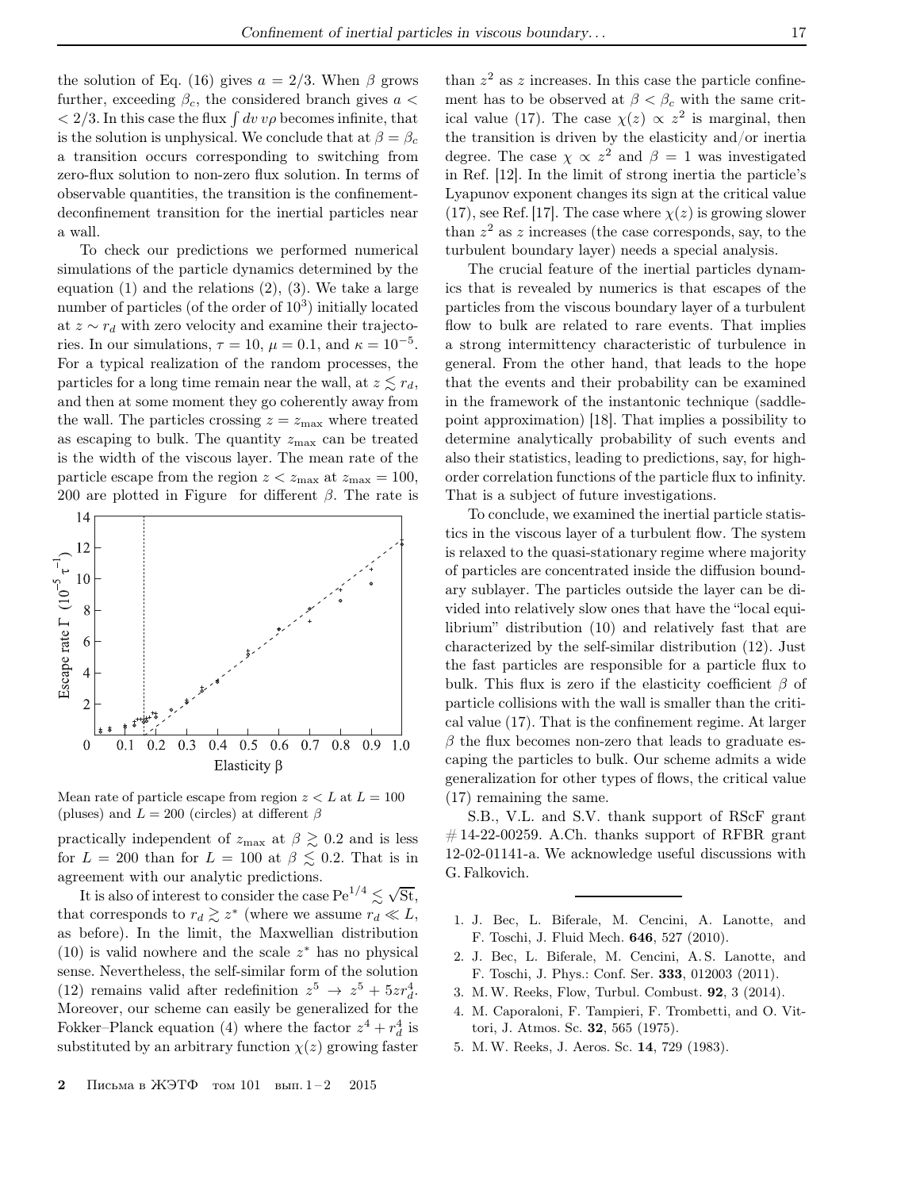the solution of Eq. (16) gives $a = 2/3$. When $\beta$ grows further, exceeding $\beta_c$, the considered branch gives $a < < 2/3$. In this case the flux $\int dv\, v\rho$ becomes infinite, that is the solution is unphysical. We conclude that at $\beta = \beta_c$ a transition occurs corresponding to switching from zero-flux solution to non-zero flux solution. In terms of observable quantities, the transition is the confinement-deconfinement transition for the inertial particles near a wall.

To check our predictions we performed numerical simulations of the particle dynamics determined by the equation (1) and the relations (2), (3). We take a large number of particles (of the order of $10^3$) initially located at $z \sim r_d$ with zero velocity and examine their trajectories. In our simulations, $\tau = 10$, $\mu = 0.1$, and $\kappa = 10^{-5}$. For a typical realization of the random processes, the particles for a long time remain near the wall, at $z \lesssim r_d$, and then at some moment they go coherently away from the wall. The particles crossing $z = z_{\max}$ where treated as escaping to bulk. The quantity $z_{\max}$ can be treated is the width of the viscous layer. The mean rate of the particle escape from the region $z < z_{\max}$ at $z_{\max} = 100$, 200 are plotted in Figure for different $\beta$. The rate is

Mean rate of particle escape from region $z < L$ at $L = 100$ (pluses) and $L = 200$ (circles) at different $\beta$

practically independent of $z_{\max}$ at $\beta \gtrsim 0.2$ and is less for $L = 200$ than for $L = 100$ at $\beta \lesssim 0.2$. That is in agreement with our analytic predictions.

It is also of interest to consider the case $\mathrm{Pe}^{1/4} \lesssim \sqrt{\mathrm{St}}$, that corresponds to $r_d \gtrsim z^*$ (where we assume $r_d \ll L$, as before). In the limit, the Maxwellian distribution (10) is valid nowhere and the scale $z^*$ has no physical sense. Nevertheless, the self-similar form of the solution (12) remains valid after redefinition $z^5 \to z^5 + 5zr_d^4$. Moreover, our scheme can easily be generalized for the Fokker–Planck equation (4) where the factor $z^4 + r_d^4$ is substituted by an arbitrary function $\chi(z)$ growing faster than $z^2$ as $z$ increases. In this case the particle confinement has to be observed at $\beta < \beta_c$ with the same critical value (17). The case $\chi(z) \propto z^2$ is marginal, then the transition is driven by the elasticity and/or inertia degree. The case $\chi \propto z^2$ and $\beta = 1$ was investigated in Ref. [12]. In the limit of strong inertia the particle's Lyapunov exponent changes its sign at the critical value (17), see Ref. [17]. The case where $\chi(z)$ is growing slower than $z^2$ as $z$ increases (the case corresponds, say, to the turbulent boundary layer) needs a special analysis.

The crucial feature of the inertial particles dynamics that is revealed by numerics is that escapes of the particles from the viscous boundary layer of a turbulent flow to bulk are related to rare events. That implies a strong intermittency characteristic of turbulence in general. From the other hand, that leads to the hope that the events and their probability can be examined in the framework of the instantonic technique (saddle-point approximation) [18]. That implies a possibility to determine analytically probability of such events and also their statistics, leading to predictions, say, for high-order correlation functions of the particle flux to infinity. That is a subject of future investigations.

To conclude, we examined the inertial particle statistics in the viscous layer of a turbulent flow. The system is relaxed to the quasi-stationary regime where majority of particles are concentrated inside the diffusion boundary sublayer. The particles outside the layer can be divided into relatively slow ones that have the "local equilibrium" distribution (10) and relatively fast that are characterized by the self-similar distribution (12). Just the fast particles are responsible for a particle flux to bulk. This flux is zero if the elasticity coefficient $\beta$ of particle collisions with the wall is smaller than the critical value (17). That is the confinement regime. At larger $\beta$ the flux becomes non-zero that leads to graduate escaping the particles to bulk. Our scheme admits a wide generalization for other types of flows, the critical value (17) remaining the same.

S.B., V.L. and S.V. thank support of RScF grant # 14-22-00259. A.Ch. thanks support of RFBR grant 12-02-01141-a. We acknowledge useful discussions with G. Falkovich.

1. J. Bec, L. Biferale, M. Cencini, A. Lanotte, and F. Toschi, J. Fluid Mech. **646**, 527 (2010).
2. J. Bec, L. Biferale, M. Cencini, A. S. Lanotte, and F. Toschi, J. Phys.: Conf. Ser. **333**, 012003 (2011).
3. M. W. Reeks, Flow, Turbul. Combust. **92**, 3 (2014).
4. M. Caporaloni, F. Tampieri, F. Trombetti, and O. Vittori, J. Atmos. Sc. **32**, 565 (1975).
5. M. W. Reeks, J. Aeros. Sc. **14**, 729 (1983).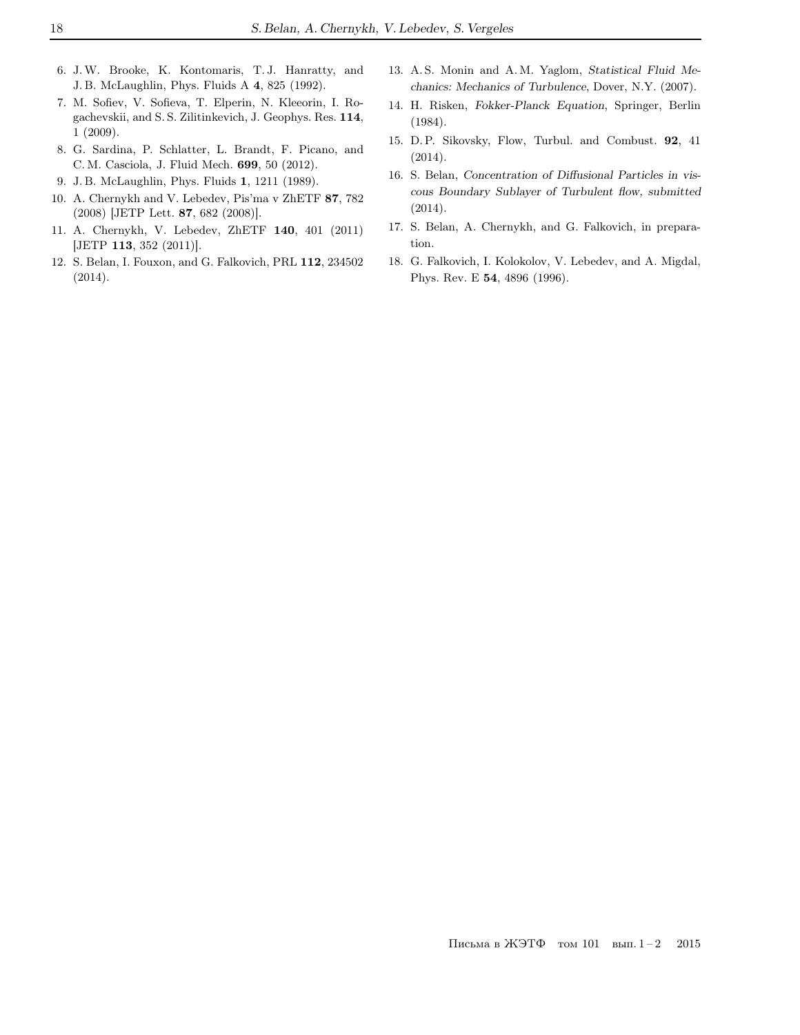6. J. W. Brooke, K. Kontomaris, T. J. Hanratty, and J. B. McLaughlin, Phys. Fluids A **4**, 825 (1992).
7. M. Sofiev, V. Sofieva, T. Elperin, N. Kleeorin, I. Rogachevskii, and S. S. Zilitinkevich, J. Geophys. Res. **114**, 1 (2009).
8. G. Sardina, P. Schlatter, L. Brandt, F. Picano, and C. M. Casciola, J. Fluid Mech. **699**, 50 (2012).
9. J. B. McLaughlin, Phys. Fluids **1**, 1211 (1989).
10. A. Chernykh and V. Lebedev, Pis'ma v ZhETF **87**, 782 (2008) [JETP Lett. **87**, 682 (2008)].
11. A. Chernykh, V. Lebedev, ZhETF **140**, 401 (2011) [JETP **113**, 352 (2011)].
12. S. Belan, I. Fouxon, and G. Falkovich, PRL **112**, 234502 (2014).
13. A. S. Monin and A. M. Yaglom, *Statistical Fluid Mechanics: Mechanics of Turbulence*, Dover, N.Y. (2007).
14. H. Risken, *Fokker-Planck Equation*, Springer, Berlin (1984).
15. D. P. Sikovsky, Flow, Turbul. and Combust. **92**, 41 (2014).
16. S. Belan, *Concentration of Diffusional Particles in viscous Boundary Sublayer of Turbulent flow, submitted* (2014).
17. S. Belan, A. Chernykh, and G. Falkovich, in preparation.
18. G. Falkovich, I. Kolokolov, V. Lebedev, and A. Migdal, Phys. Rev. E **54**, 4896 (1996).